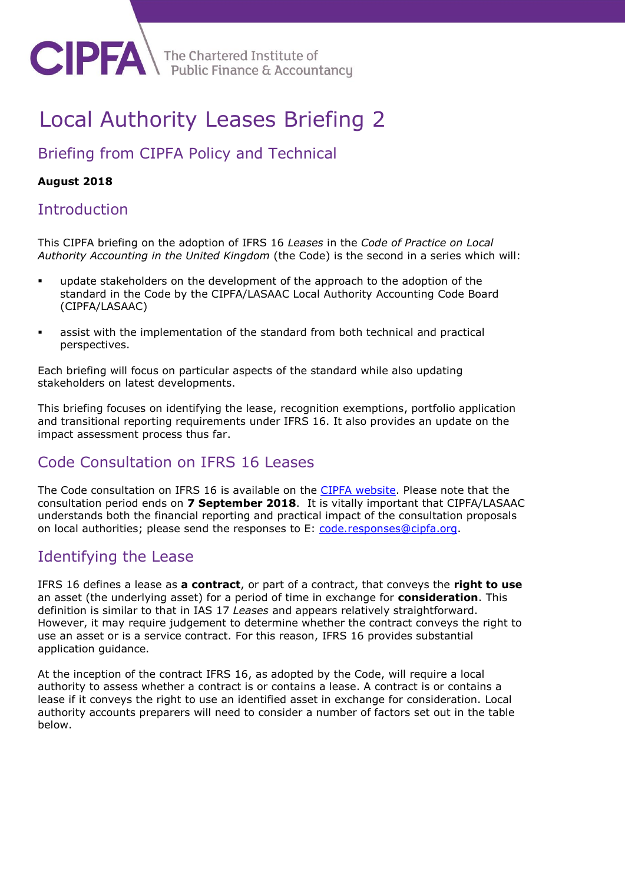# Local Authority Leases Briefing 2

## Briefing from CIPFA Policy and Technical

**August 2018**

## Introduction

This CIPFA briefing on the adoption of IFRS 16 *Leases* in the *Code of Practice on Local Authority Accounting in the United Kingdom* (the Code) is the second in a series which will:

- update stakeholders on the development of the approach to the adoption of the standard in the Code by the CIPFA/LASAAC Local Authority Accounting Code Board (CIPFA/LASAAC)
- assist with the implementation of the standard from both technical and practical perspectives.

Each briefing will focus on particular aspects of the standard while also updating stakeholders on latest developments.

This briefing focuses on identifying the lease, recognition exemptions, portfolio application and transitional reporting requirements under IFRS 16. It also provides an update on the impact assessment process thus far.

## Code Consultation on IFRS 16 Leases

The Code consultation on IFRS 16 is available on the [CIPFA website](). Please note that the consultation period ends on **7 September 2018**. It is vitally important that CIPFA/LASAAC understands both the financial reporting and practical impact of the consultation proposals on local authorities; please send the responses to E: code.responses@cipfa.org.

## Identifying the Lease

IFRS 16 defines a lease as **a contract**, or part of a contract, that conveys the **right to use** an asset (the underlying asset) for a period of time in exchange for **consideration**. This definition is similar to that in IAS 17 *Leases* and appears relatively straightforward. However, it may require judgement to determine whether the contract conveys the right to use an asset or is a service contract. For this reason, IFRS 16 provides substantial application guidance.

At the inception of the contract IFRS 16, as adopted by the Code, will require a local authority to assess whether a contract is or contains a lease. A contract is or contains a lease if it conveys the right to use an identified asset in exchange for consideration. Local authority accounts preparers will need to consider a number of factors set out in the table below.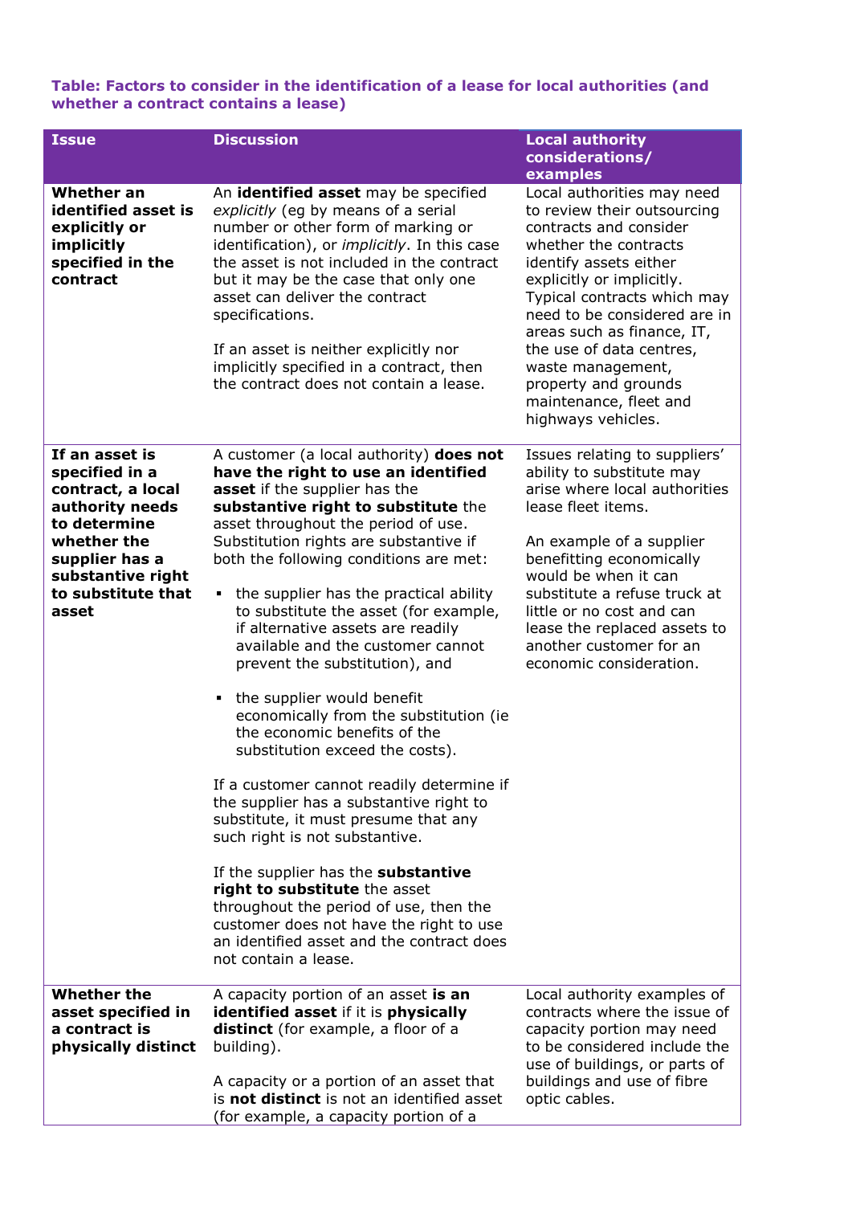**Table: Factors to consider in the identification of a lease for local authorities (and whether a contract contains a lease)**

| Issue | Discussion | Local authority considerations/ examples |
|---|---|---|
| **Whether an identified asset is explicitly or implicitly specified in the contract** | An **identified asset** may be specified *explicitly* (eg by means of a serial number or other form of marking or identification), or *implicitly*. In this case the asset is not included in the contract but it may be the case that only one asset can deliver the contract specifications.<br><br>If an asset is neither explicitly nor implicitly specified in a contract, then the contract does not contain a lease. | Local authorities may need to review their outsourcing contracts and consider whether the contracts identify assets either explicitly or implicitly. Typical contracts which may need to be considered are in areas such as finance, IT, the use of data centres, waste management, property and grounds maintenance, fleet and highways vehicles. |
| **If an asset is specified in a contract, a local authority needs to determine whether the supplier has a substantive right to substitute that asset** | A customer (a local authority) **does not have the right to use an identified asset** if the supplier has the **substantive right to substitute** the asset throughout the period of use. Substitution rights are substantive if both the following conditions are met:<br><br>▪ the supplier has the practical ability to substitute the asset (for example, if alternative assets are readily available and the customer cannot prevent the substitution), and<br><br>▪ the supplier would benefit economically from the substitution (ie the economic benefits of the substitution exceed the costs).<br><br>If a customer cannot readily determine if the supplier has a substantive right to substitute, it must presume that any such right is not substantive.<br><br>If the supplier has the **substantive right to substitute** the asset throughout the period of use, then the customer does not have the right to use an identified asset and the contract does not contain a lease. | Issues relating to suppliers' ability to substitute may arise where local authorities lease fleet items.<br><br>An example of a supplier benefitting economically would be when it can substitute a refuse truck at little or no cost and can lease the replaced assets to another customer for an economic consideration. |
| **Whether the asset specified in a contract is physically distinct** | A capacity portion of an asset **is an identified asset** if it is **physically distinct** (for example, a floor of a building).<br><br>A capacity or a portion of an asset that is **not distinct** is not an identified asset (for example, a capacity portion of a | Local authority examples of contracts where the issue of capacity portion may need to be considered include the use of buildings, or parts of buildings and use of fibre optic cables. |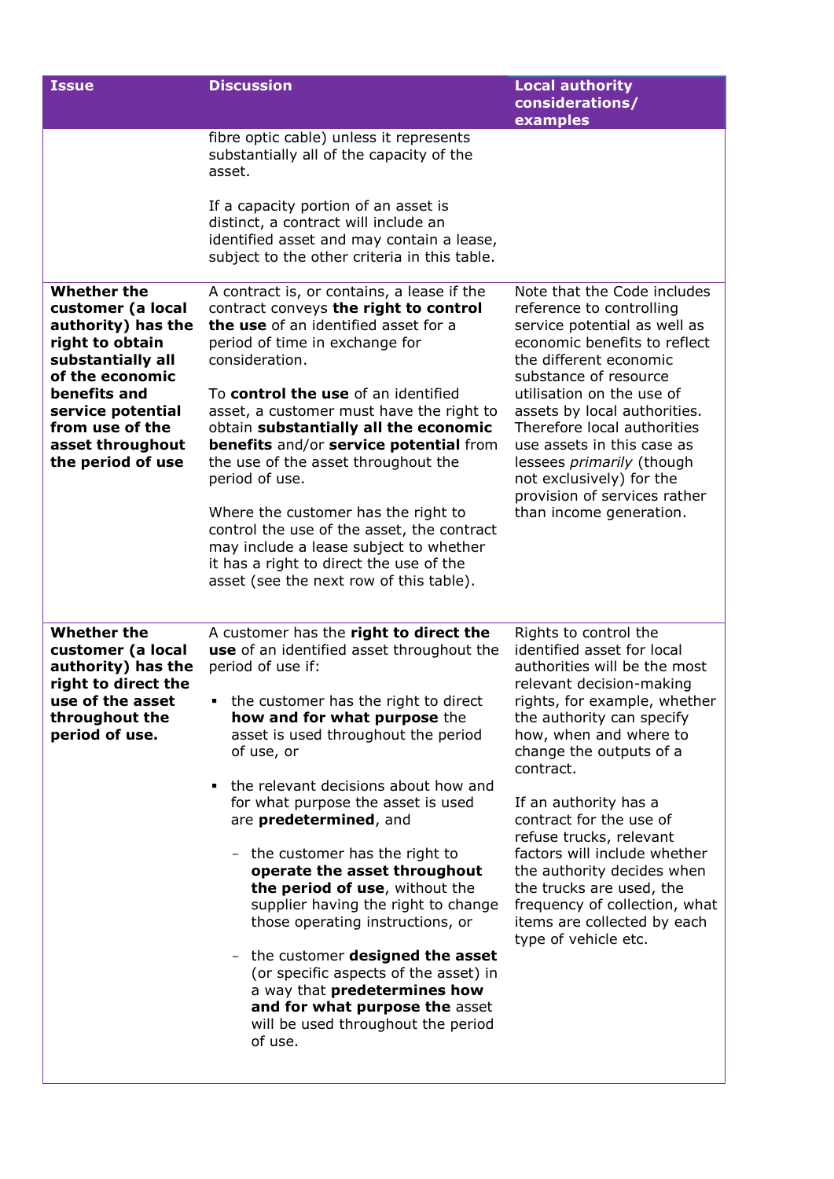| Issue | Discussion | Local authority considerations/ examples |
|---|---|---|
| | fibre optic cable) unless it represents substantially all of the capacity of the asset.<br><br>If a capacity portion of an asset is distinct, a contract will include an identified asset and may contain a lease, subject to the other criteria in this table. | |
| **Whether the customer (a local authority) has the right to obtain substantially all of the economic benefits and service potential from use of the asset throughout the period of use** | A contract is, or contains, a lease if the contract conveys **the right to control the use** of an identified asset for a period of time in exchange for consideration.<br><br>To **control the use** of an identified asset, a customer must have the right to obtain **substantially all the economic benefits** and/or **service potential** from the use of the asset throughout the period of use.<br><br>Where the customer has the right to control the use of the asset, the contract may include a lease subject to whether it has a right to direct the use of the asset (see the next row of this table). | Note that the Code includes reference to controlling service potential as well as economic benefits to reflect the different economic substance of resource utilisation on the use of assets by local authorities. Therefore local authorities use assets in this case as lessees *primarily* (though not exclusively) for the provision of services rather than income generation. |
| **Whether the customer (a local authority) has the right to direct the use of the asset throughout the period of use.** | A customer has the **right to direct the use** of an identified asset throughout the period of use if:<br><br>▪ the customer has the right to direct **how and for what purpose** the asset is used throughout the period of use, or<br><br>▪ the relevant decisions about how and for what purpose the asset is used are **predetermined**, and<br><br>– the customer has the right to **operate the asset throughout the period of use**, without the supplier having the right to change those operating instructions, or<br><br>– the customer **designed the asset** (or specific aspects of the asset) in a way that **predetermines how and for what purpose the** asset will be used throughout the period of use. | Rights to control the identified asset for local authorities will be the most relevant decision-making rights, for example, whether the authority can specify how, when and where to change the outputs of a contract.<br><br>If an authority has a contract for the use of refuse trucks, relevant factors will include whether the authority decides when the trucks are used, the frequency of collection, what items are collected by each type of vehicle etc. |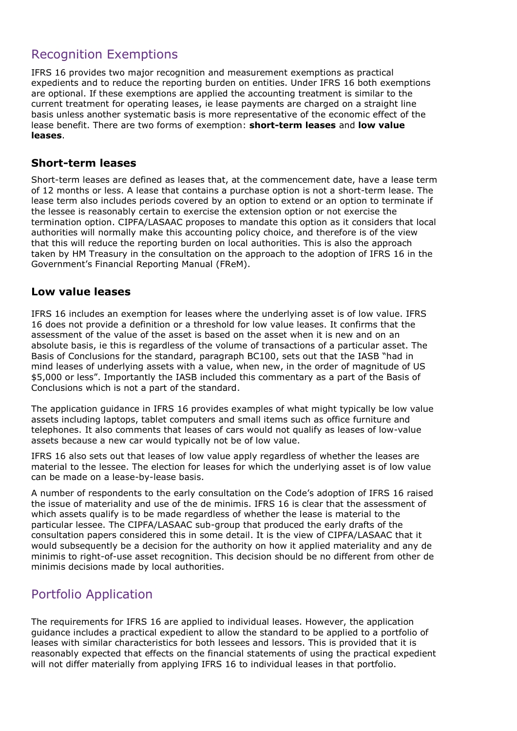## Recognition Exemptions

IFRS 16 provides two major recognition and measurement exemptions as practical expedients and to reduce the reporting burden on entities. Under IFRS 16 both exemptions are optional. If these exemptions are applied the accounting treatment is similar to the current treatment for operating leases, ie lease payments are charged on a straight line basis unless another systematic basis is more representative of the economic effect of the lease benefit. There are two forms of exemption: **short-term leases** and **low value leases**.

### Short-term leases

Short-term leases are defined as leases that, at the commencement date, have a lease term of 12 months or less. A lease that contains a purchase option is not a short-term lease. The lease term also includes periods covered by an option to extend or an option to terminate if the lessee is reasonably certain to exercise the extension option or not exercise the termination option. CIPFA/LASAAC proposes to mandate this option as it considers that local authorities will normally make this accounting policy choice, and therefore is of the view that this will reduce the reporting burden on local authorities. This is also the approach taken by HM Treasury in the consultation on the approach to the adoption of IFRS 16 in the Government's Financial Reporting Manual (FReM).

### Low value leases

IFRS 16 includes an exemption for leases where the underlying asset is of low value. IFRS 16 does not provide a definition or a threshold for low value leases. It confirms that the assessment of the value of the asset is based on the asset when it is new and on an absolute basis, ie this is regardless of the volume of transactions of a particular asset. The Basis of Conclusions for the standard, paragraph BC100, sets out that the IASB "had in mind leases of underlying assets with a value, when new, in the order of magnitude of US $5,000 or less". Importantly the IASB included this commentary as a part of the Basis of Conclusions which is not a part of the standard.

The application guidance in IFRS 16 provides examples of what might typically be low value assets including laptops, tablet computers and small items such as office furniture and telephones. It also comments that leases of cars would not qualify as leases of low-value assets because a new car would typically not be of low value.

IFRS 16 also sets out that leases of low value apply regardless of whether the leases are material to the lessee. The election for leases for which the underlying asset is of low value can be made on a lease-by-lease basis.

A number of respondents to the early consultation on the Code's adoption of IFRS 16 raised the issue of materiality and use of the de minimis. IFRS 16 is clear that the assessment of which assets qualify is to be made regardless of whether the lease is material to the particular lessee. The CIPFA/LASAAC sub-group that produced the early drafts of the consultation papers considered this in some detail. It is the view of CIPFA/LASAAC that it would subsequently be a decision for the authority on how it applied materiality and any de minimis to right-of-use asset recognition. This decision should be no different from other de minimis decisions made by local authorities.

## Portfolio Application

The requirements for IFRS 16 are applied to individual leases. However, the application guidance includes a practical expedient to allow the standard to be applied to a portfolio of leases with similar characteristics for both lessees and lessors. This is provided that it is reasonably expected that effects on the financial statements of using the practical expedient will not differ materially from applying IFRS 16 to individual leases in that portfolio.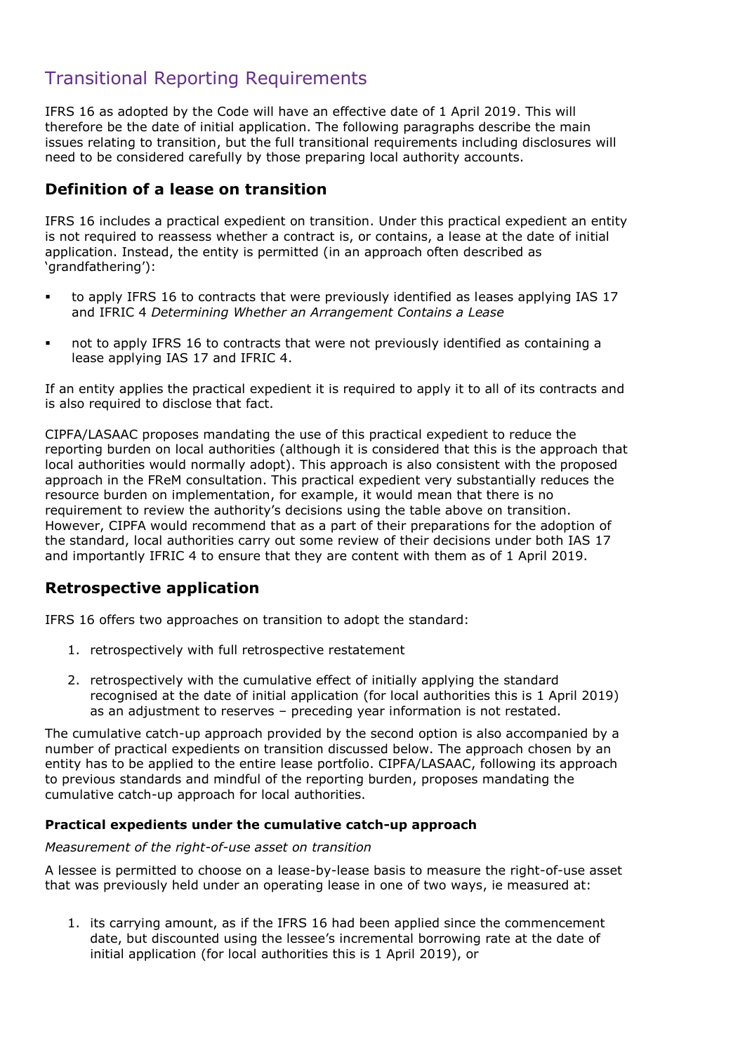# Transitional Reporting Requirements

IFRS 16 as adopted by the Code will have an effective date of 1 April 2019. This will therefore be the date of initial application. The following paragraphs describe the main issues relating to transition, but the full transitional requirements including disclosures will need to be considered carefully by those preparing local authority accounts.

## Definition of a lease on transition

IFRS 16 includes a practical expedient on transition. Under this practical expedient an entity is not required to reassess whether a contract is, or contains, a lease at the date of initial application. Instead, the entity is permitted (in an approach often described as 'grandfathering'):

- to apply IFRS 16 to contracts that were previously identified as leases applying IAS 17 and IFRIC 4 *Determining Whether an Arrangement Contains a Lease*
- not to apply IFRS 16 to contracts that were not previously identified as containing a lease applying IAS 17 and IFRIC 4.

If an entity applies the practical expedient it is required to apply it to all of its contracts and is also required to disclose that fact.

CIPFA/LASAAC proposes mandating the use of this practical expedient to reduce the reporting burden on local authorities (although it is considered that this is the approach that local authorities would normally adopt). This approach is also consistent with the proposed approach in the FReM consultation. This practical expedient very substantially reduces the resource burden on implementation, for example, it would mean that there is no requirement to review the authority's decisions using the table above on transition. However, CIPFA would recommend that as a part of their preparations for the adoption of the standard, local authorities carry out some review of their decisions under both IAS 17 and importantly IFRIC 4 to ensure that they are content with them as of 1 April 2019.

## Retrospective application

IFRS 16 offers two approaches on transition to adopt the standard:

1. retrospectively with full retrospective restatement
2. retrospectively with the cumulative effect of initially applying the standard recognised at the date of initial application (for local authorities this is 1 April 2019) as an adjustment to reserves – preceding year information is not restated.

The cumulative catch-up approach provided by the second option is also accompanied by a number of practical expedients on transition discussed below. The approach chosen by an entity has to be applied to the entire lease portfolio. CIPFA/LASAAC, following its approach to previous standards and mindful of the reporting burden, proposes mandating the cumulative catch-up approach for local authorities.

### Practical expedients under the cumulative catch-up approach

*Measurement of the right-of-use asset on transition*

A lessee is permitted to choose on a lease-by-lease basis to measure the right-of-use asset that was previously held under an operating lease in one of two ways, ie measured at:

1. its carrying amount, as if the IFRS 16 had been applied since the commencement date, but discounted using the lessee's incremental borrowing rate at the date of initial application (for local authorities this is 1 April 2019), or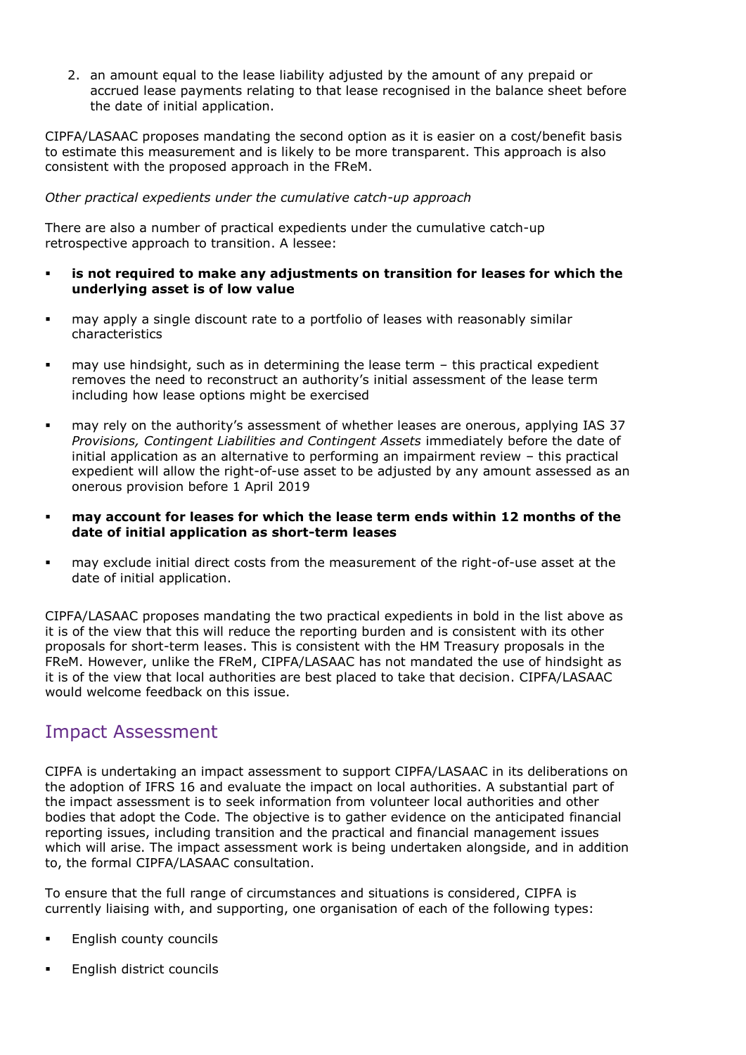2. an amount equal to the lease liability adjusted by the amount of any prepaid or accrued lease payments relating to that lease recognised in the balance sheet before the date of initial application.

CIPFA/LASAAC proposes mandating the second option as it is easier on a cost/benefit basis to estimate this measurement and is likely to be more transparent. This approach is also consistent with the proposed approach in the FReM.

*Other practical expedients under the cumulative catch-up approach*

There are also a number of practical expedients under the cumulative catch-up retrospective approach to transition. A lessee:

- **is not required to make any adjustments on transition for leases for which the underlying asset is of low value**
- may apply a single discount rate to a portfolio of leases with reasonably similar characteristics
- may use hindsight, such as in determining the lease term – this practical expedient removes the need to reconstruct an authority's initial assessment of the lease term including how lease options might be exercised
- may rely on the authority's assessment of whether leases are onerous, applying IAS 37 *Provisions, Contingent Liabilities and Contingent Assets* immediately before the date of initial application as an alternative to performing an impairment review – this practical expedient will allow the right-of-use asset to be adjusted by any amount assessed as an onerous provision before 1 April 2019
- **may account for leases for which the lease term ends within 12 months of the date of initial application as short-term leases**
- may exclude initial direct costs from the measurement of the right-of-use asset at the date of initial application.

CIPFA/LASAAC proposes mandating the two practical expedients in bold in the list above as it is of the view that this will reduce the reporting burden and is consistent with its other proposals for short-term leases. This is consistent with the HM Treasury proposals in the FReM. However, unlike the FReM, CIPFA/LASAAC has not mandated the use of hindsight as it is of the view that local authorities are best placed to take that decision. CIPFA/LASAAC would welcome feedback on this issue.

## Impact Assessment

CIPFA is undertaking an impact assessment to support CIPFA/LASAAC in its deliberations on the adoption of IFRS 16 and evaluate the impact on local authorities. A substantial part of the impact assessment is to seek information from volunteer local authorities and other bodies that adopt the Code. The objective is to gather evidence on the anticipated financial reporting issues, including transition and the practical and financial management issues which will arise. The impact assessment work is being undertaken alongside, and in addition to, the formal CIPFA/LASAAC consultation.

To ensure that the full range of circumstances and situations is considered, CIPFA is currently liaising with, and supporting, one organisation of each of the following types:

- English county councils
- English district councils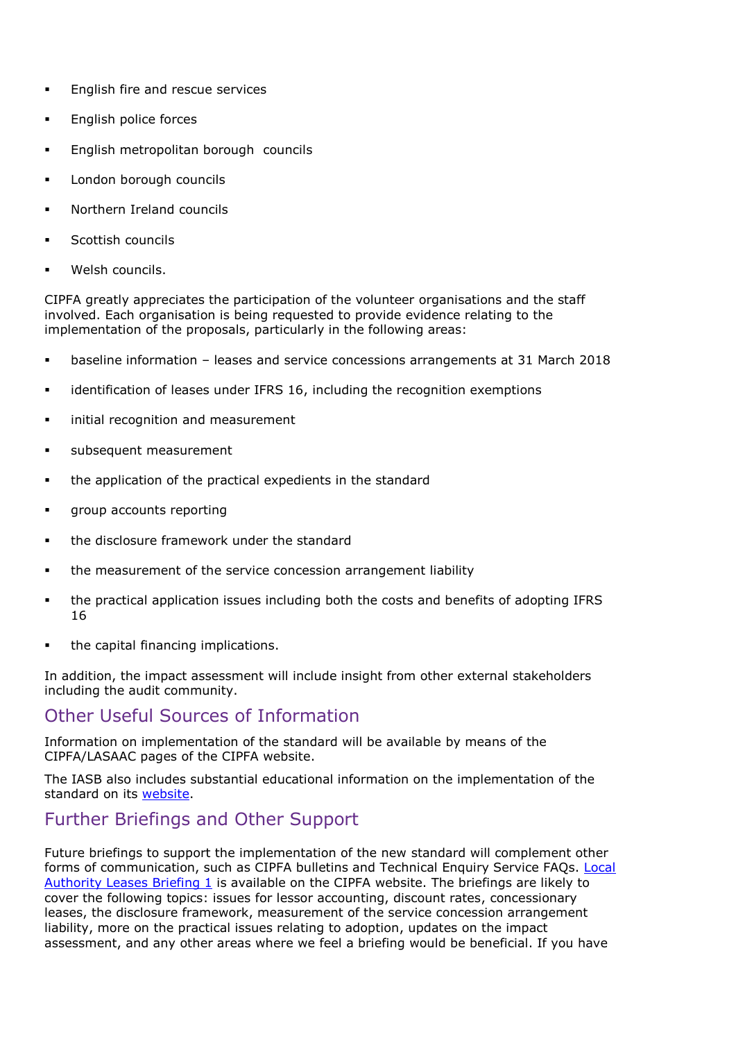- English fire and rescue services
- English police forces
- English metropolitan borough councils
- London borough councils
- Northern Ireland councils
- Scottish councils
- Welsh councils.

CIPFA greatly appreciates the participation of the volunteer organisations and the staff involved. Each organisation is being requested to provide evidence relating to the implementation of the proposals, particularly in the following areas:

- baseline information – leases and service concessions arrangements at 31 March 2018
- identification of leases under IFRS 16, including the recognition exemptions
- initial recognition and measurement
- subsequent measurement
- the application of the practical expedients in the standard
- group accounts reporting
- the disclosure framework under the standard
- the measurement of the service concession arrangement liability
- the practical application issues including both the costs and benefits of adopting IFRS 16
- the capital financing implications.

In addition, the impact assessment will include insight from other external stakeholders including the audit community.

## Other Useful Sources of Information

Information on implementation of the standard will be available by means of the CIPFA/LASAAC pages of the CIPFA website.

The IASB also includes substantial educational information on the implementation of the standard on its website.

## Further Briefings and Other Support

Future briefings to support the implementation of the new standard will complement other forms of communication, such as CIPFA bulletins and Technical Enquiry Service FAQs. Local Authority Leases Briefing 1 is available on the CIPFA website. The briefings are likely to cover the following topics: issues for lessor accounting, discount rates, concessionary leases, the disclosure framework, measurement of the service concession arrangement liability, more on the practical issues relating to adoption, updates on the impact assessment, and any other areas where we feel a briefing would be beneficial. If you have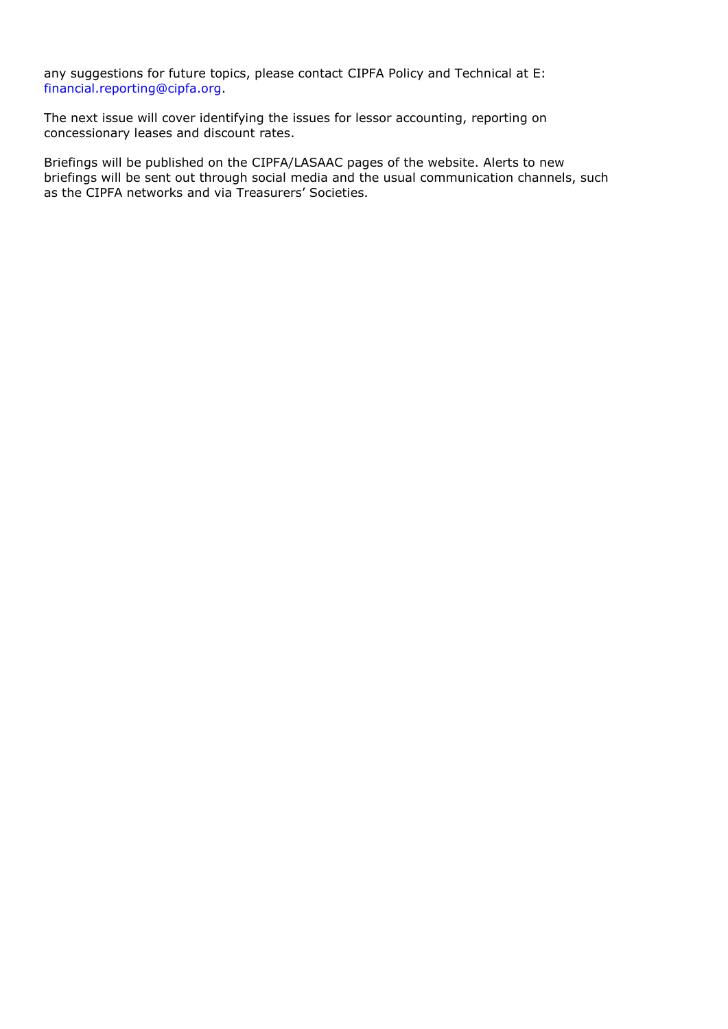any suggestions for future topics, please contact CIPFA Policy and Technical at E: financial.reporting@cipfa.org.

The next issue will cover identifying the issues for lessor accounting, reporting on concessionary leases and discount rates.

Briefings will be published on the CIPFA/LASAAC pages of the website. Alerts to new briefings will be sent out through social media and the usual communication channels, such as the CIPFA networks and via Treasurers' Societies.